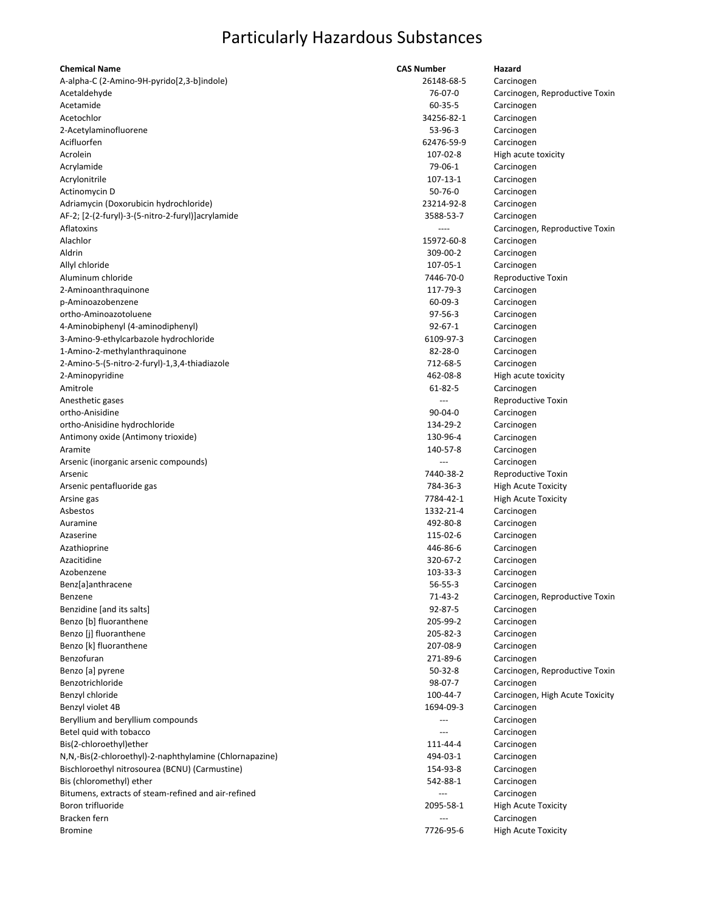# Particularly Hazardous Substances

| Chemical Name | CAS Number | Hazard |
|---|---|---|
| A-alpha-C (2-Amino-9H-pyrido[2,3-b]indole) | 26148-68-5 | Carcinogen |
| Acetaldehyde | 76-07-0 | Carcinogen, Reproductive Toxin |
| Acetamide | 60-35-5 | Carcinogen |
| Acetochlor | 34256-82-1 | Carcinogen |
| 2-Acetylaminofluorene | 53-96-3 | Carcinogen |
| Acifluorfen | 62476-59-9 | Carcinogen |
| Acrolein | 107-02-8 | High acute toxicity |
| Acrylamide | 79-06-1 | Carcinogen |
| Acrylonitrile | 107-13-1 | Carcinogen |
| Actinomycin D | 50-76-0 | Carcinogen |
| Adriamycin (Doxorubicin hydrochloride) | 23214-92-8 | Carcinogen |
| AF-2; [2-(2-furyl)-3-(5-nitro-2-furyl)]acrylamide | 3588-53-7 | Carcinogen |
| Aflatoxins | ---- | Carcinogen, Reproductive Toxin |
| Alachlor | 15972-60-8 | Carcinogen |
| Aldrin | 309-00-2 | Carcinogen |
| Allyl chloride | 107-05-1 | Carcinogen |
| Aluminum chloride | 7446-70-0 | Reproductive Toxin |
| 2-Aminoanthraquinone | 117-79-3 | Carcinogen |
| p-Aminoazobenzene | 60-09-3 | Carcinogen |
| ortho-Aminoazotoluene | 97-56-3 | Carcinogen |
| 4-Aminobiphenyl (4-aminodiphenyl) | 92-67-1 | Carcinogen |
| 3-Amino-9-ethylcarbazole hydrochloride | 6109-97-3 | Carcinogen |
| 1-Amino-2-methylanthraquinone | 82-28-0 | Carcinogen |
| 2-Amino-5-(5-nitro-2-furyl)-1,3,4-thiadiazole | 712-68-5 | Carcinogen |
| 2-Aminopyridine | 462-08-8 | High acute toxicity |
| Amitrole | 61-82-5 | Carcinogen |
| Anesthetic gases | --- | Reproductive Toxin |
| ortho-Anisidine | 90-04-0 | Carcinogen |
| ortho-Anisidine hydrochloride | 134-29-2 | Carcinogen |
| Antimony oxide (Antimony trioxide) | 130-96-4 | Carcinogen |
| Aramite | 140-57-8 | Carcinogen |
| Arsenic (inorganic arsenic compounds) | --- | Carcinogen |
| Arsenic | 7440-38-2 | Reproductive Toxin |
| Arsenic pentafluoride gas | 784-36-3 | High Acute Toxicity |
| Arsine gas | 7784-42-1 | High Acute Toxicity |
| Asbestos | 1332-21-4 | Carcinogen |
| Auramine | 492-80-8 | Carcinogen |
| Azaserine | 115-02-6 | Carcinogen |
| Azathioprine | 446-86-6 | Carcinogen |
| Azacitidine | 320-67-2 | Carcinogen |
| Azobenzene | 103-33-3 | Carcinogen |
| Benz[a]anthracene | 56-55-3 | Carcinogen |
| Benzene | 71-43-2 | Carcinogen, Reproductive Toxin |
| Benzidine [and its salts] | 92-87-5 | Carcinogen |
| Benzo [b] fluoranthene | 205-99-2 | Carcinogen |
| Benzo [j] fluoranthene | 205-82-3 | Carcinogen |
| Benzo [k] fluoranthene | 207-08-9 | Carcinogen |
| Benzofuran | 271-89-6 | Carcinogen |
| Benzo [a] pyrene | 50-32-8 | Carcinogen, Reproductive Toxin |
| Benzotrichloride | 98-07-7 | Carcinogen |
| Benzyl chloride | 100-44-7 | Carcinogen, High Acute Toxicity |
| Benzyl violet 4B | 1694-09-3 | Carcinogen |
| Beryllium and beryllium compounds | --- | Carcinogen |
| Betel quid with tobacco | --- | Carcinogen |
| Bis(2-chloroethyl)ether | 111-44-4 | Carcinogen |
| N,N,-Bis(2-chloroethyl)-2-naphthylamine (Chlornapazine) | 494-03-1 | Carcinogen |
| Bischloroethyl nitrosourea (BCNU) (Carmustine) | 154-93-8 | Carcinogen |
| Bis (chloromethyl) ether | 542-88-1 | Carcinogen |
| Bitumens, extracts of steam-refined and air-refined | --- | Carcinogen |
| Boron trifluoride | 2095-58-1 | High Acute Toxicity |
| Bracken fern | --- | Carcinogen |
| Bromine | 7726-95-6 | High Acute Toxicity |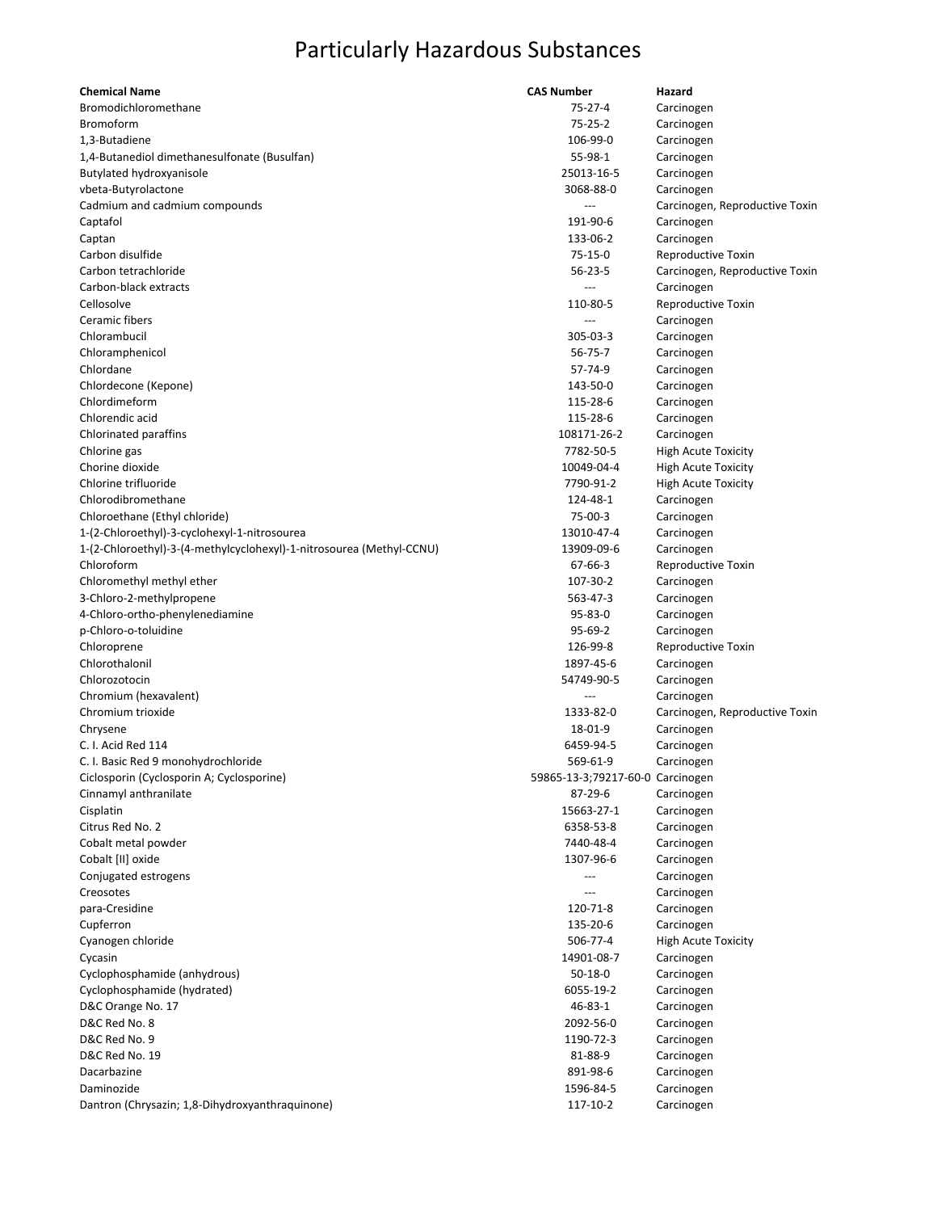# Particularly Hazardous Substances

| Chemical Name | CAS Number | Hazard |
|---|---|---|
| Bromodichloromethane | 75-27-4 | Carcinogen |
| Bromoform | 75-25-2 | Carcinogen |
| 1,3-Butadiene | 106-99-0 | Carcinogen |
| 1,4-Butanediol dimethanesulfonate (Busulfan) | 55-98-1 | Carcinogen |
| Butylated hydroxyanisole | 25013-16-5 | Carcinogen |
| vbeta-Butyrolactone | 3068-88-0 | Carcinogen |
| Cadmium and cadmium compounds | --- | Carcinogen, Reproductive Toxin |
| Captafol | 191-90-6 | Carcinogen |
| Captan | 133-06-2 | Carcinogen |
| Carbon disulfide | 75-15-0 | Reproductive Toxin |
| Carbon tetrachloride | 56-23-5 | Carcinogen, Reproductive Toxin |
| Carbon-black extracts | --- | Carcinogen |
| Cellosolve | 110-80-5 | Reproductive Toxin |
| Ceramic fibers | --- | Carcinogen |
| Chlorambucil | 305-03-3 | Carcinogen |
| Chloramphenicol | 56-75-7 | Carcinogen |
| Chlordane | 57-74-9 | Carcinogen |
| Chlordecone (Kepone) | 143-50-0 | Carcinogen |
| Chlordimeform | 115-28-6 | Carcinogen |
| Chlorendic acid | 115-28-6 | Carcinogen |
| Chlorinated paraffins | 108171-26-2 | Carcinogen |
| Chlorine gas | 7782-50-5 | High Acute Toxicity |
| Chorine dioxide | 10049-04-4 | High Acute Toxicity |
| Chlorine trifluoride | 7790-91-2 | High Acute Toxicity |
| Chlorodibromethane | 124-48-1 | Carcinogen |
| Chloroethane (Ethyl chloride) | 75-00-3 | Carcinogen |
| 1-(2-Chloroethyl)-3-cyclohexyl-1-nitrosourea | 13010-47-4 | Carcinogen |
| 1-(2-Chloroethyl)-3-(4-methylcyclohexyl)-1-nitrosourea (Methyl-CCNU) | 13909-09-6 | Carcinogen |
| Chloroform | 67-66-3 | Reproductive Toxin |
| Chloromethyl methyl ether | 107-30-2 | Carcinogen |
| 3-Chloro-2-methylpropene | 563-47-3 | Carcinogen |
| 4-Chloro-ortho-phenylenediamine | 95-83-0 | Carcinogen |
| p-Chloro-o-toluidine | 95-69-2 | Carcinogen |
| Chloroprene | 126-99-8 | Reproductive Toxin |
| Chlorothalonil | 1897-45-6 | Carcinogen |
| Chlorozotocin | 54749-90-5 | Carcinogen |
| Chromium (hexavalent) | --- | Carcinogen |
| Chromium trioxide | 1333-82-0 | Carcinogen, Reproductive Toxin |
| Chrysene | 18-01-9 | Carcinogen |
| C. I. Acid Red 114 | 6459-94-5 | Carcinogen |
| C. I. Basic Red 9 monohydrochloride | 569-61-9 | Carcinogen |
| Ciclosporin (Cyclosporin A; Cyclosporine) | 59865-13-3;79217-60-0 | Carcinogen |
| Cinnamyl anthranilate | 87-29-6 | Carcinogen |
| Cisplatin | 15663-27-1 | Carcinogen |
| Citrus Red No. 2 | 6358-53-8 | Carcinogen |
| Cobalt metal powder | 7440-48-4 | Carcinogen |
| Cobalt [II] oxide | 1307-96-6 | Carcinogen |
| Conjugated estrogens | --- | Carcinogen |
| Creosotes | --- | Carcinogen |
| para-Cresidine | 120-71-8 | Carcinogen |
| Cupferron | 135-20-6 | Carcinogen |
| Cyanogen chloride | 506-77-4 | High Acute Toxicity |
| Cycasin | 14901-08-7 | Carcinogen |
| Cyclophosphamide (anhydrous) | 50-18-0 | Carcinogen |
| Cyclophosphamide (hydrated) | 6055-19-2 | Carcinogen |
| D&C Orange No. 17 | 46-83-1 | Carcinogen |
| D&C Red No. 8 | 2092-56-0 | Carcinogen |
| D&C Red No. 9 | 1190-72-3 | Carcinogen |
| D&C Red No. 19 | 81-88-9 | Carcinogen |
| Dacarbazine | 891-98-6 | Carcinogen |
| Daminozide | 1596-84-5 | Carcinogen |
| Dantron (Chrysazin; 1,8-Dihydroxyanthraquinone) | 117-10-2 | Carcinogen |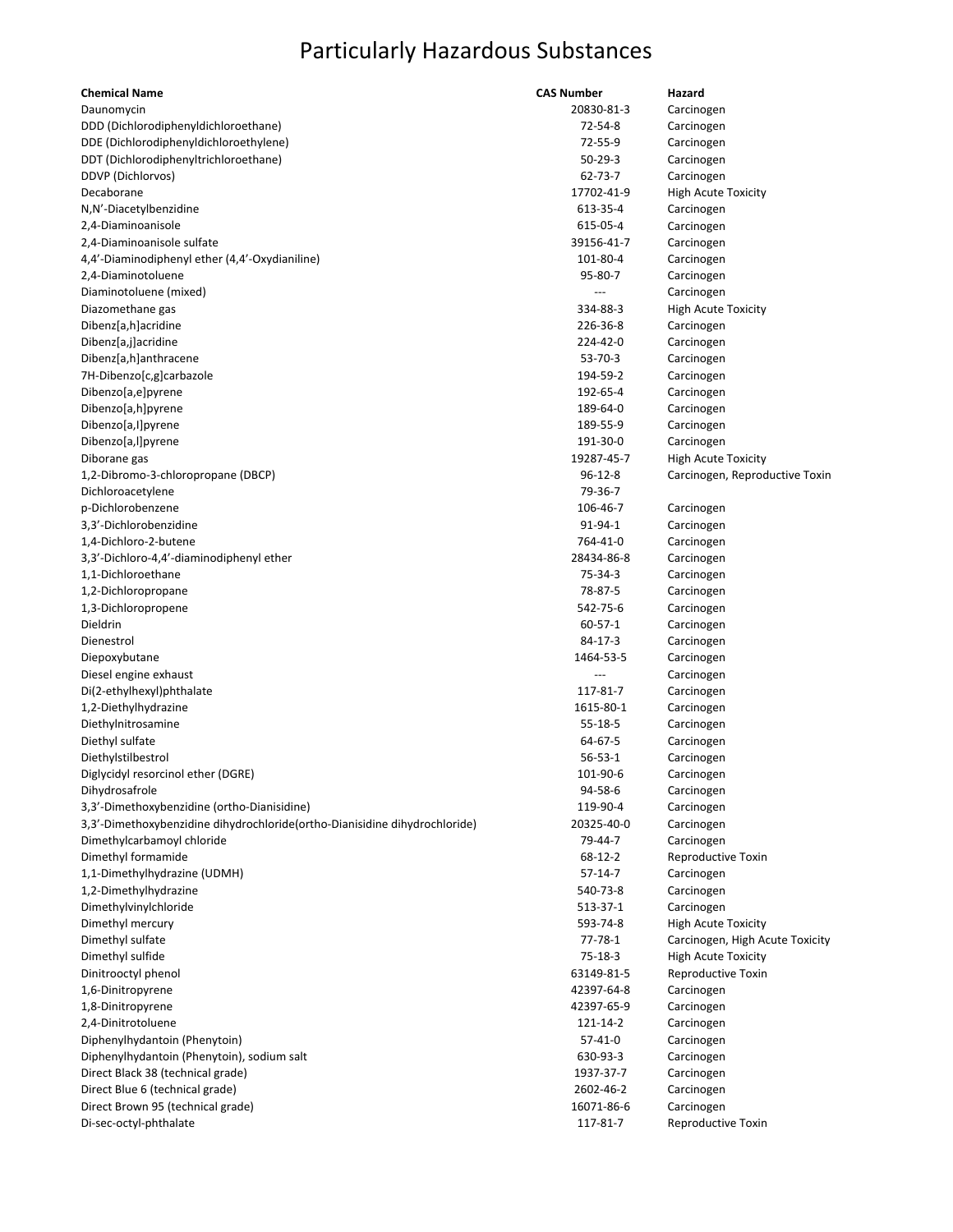# Particularly Hazardous Substances

| Chemical Name | CAS Number | Hazard |
|---|---|---|
| Daunomycin | 20830-81-3 | Carcinogen |
| DDD (Dichlorodiphenyldichloroethane) | 72-54-8 | Carcinogen |
| DDE (Dichlorodiphenyldichloroethylene) | 72-55-9 | Carcinogen |
| DDT (Dichlorodiphenyltrichloroethane) | 50-29-3 | Carcinogen |
| DDVP (Dichlorvos) | 62-73-7 | Carcinogen |
| Decaborane | 17702-41-9 | High Acute Toxicity |
| N,N'-Diacetylbenzidine | 613-35-4 | Carcinogen |
| 2,4-Diaminoanisole | 615-05-4 | Carcinogen |
| 2,4-Diaminoanisole sulfate | 39156-41-7 | Carcinogen |
| 4,4'-Diaminodiphenyl ether (4,4'-Oxydianiline) | 101-80-4 | Carcinogen |
| 2,4-Diaminotoluene | 95-80-7 | Carcinogen |
| Diaminotoluene (mixed) | --- | Carcinogen |
| Diazomethane gas | 334-88-3 | High Acute Toxicity |
| Dibenz[a,h]acridine | 226-36-8 | Carcinogen |
| Dibenz[a,j]acridine | 224-42-0 | Carcinogen |
| Dibenz[a,h]anthracene | 53-70-3 | Carcinogen |
| 7H-Dibenzo[c,g]carbazole | 194-59-2 | Carcinogen |
| Dibenzo[a,e]pyrene | 192-65-4 | Carcinogen |
| Dibenzo[a,h]pyrene | 189-64-0 | Carcinogen |
| Dibenzo[a,I]pyrene | 189-55-9 | Carcinogen |
| Dibenzo[a,l]pyrene | 191-30-0 | Carcinogen |
| Diborane gas | 19287-45-7 | High Acute Toxicity |
| 1,2-Dibromo-3-chloropropane (DBCP) | 96-12-8 | Carcinogen, Reproductive Toxin |
| Dichloroacetylene | 79-36-7 | |
| p-Dichlorobenzene | 106-46-7 | Carcinogen |
| 3,3'-Dichlorobenzidine | 91-94-1 | Carcinogen |
| 1,4-Dichloro-2-butene | 764-41-0 | Carcinogen |
| 3,3'-Dichloro-4,4'-diaminodiphenyl ether | 28434-86-8 | Carcinogen |
| 1,1-Dichloroethane | 75-34-3 | Carcinogen |
| 1,2-Dichloropropane | 78-87-5 | Carcinogen |
| 1,3-Dichloropropene | 542-75-6 | Carcinogen |
| Dieldrin | 60-57-1 | Carcinogen |
| Dienestrol | 84-17-3 | Carcinogen |
| Diepoxybutane | 1464-53-5 | Carcinogen |
| Diesel engine exhaust | --- | Carcinogen |
| Di(2-ethylhexyl)phthalate | 117-81-7 | Carcinogen |
| 1,2-Diethylhydrazine | 1615-80-1 | Carcinogen |
| Diethylnitrosamine | 55-18-5 | Carcinogen |
| Diethyl sulfate | 64-67-5 | Carcinogen |
| Diethylstilbestrol | 56-53-1 | Carcinogen |
| Diglycidyl resorcinol ether (DGRE) | 101-90-6 | Carcinogen |
| Dihydrosafrole | 94-58-6 | Carcinogen |
| 3,3'-Dimethoxybenzidine (ortho-Dianisidine) | 119-90-4 | Carcinogen |
| 3,3'-Dimethoxybenzidine dihydrochloride(ortho-Dianisidine dihydrochloride) | 20325-40-0 | Carcinogen |
| Dimethylcarbamoyl chloride | 79-44-7 | Carcinogen |
| Dimethyl formamide | 68-12-2 | Reproductive Toxin |
| 1,1-Dimethylhydrazine (UDMH) | 57-14-7 | Carcinogen |
| 1,2-Dimethylhydrazine | 540-73-8 | Carcinogen |
| Dimethylvinylchloride | 513-37-1 | Carcinogen |
| Dimethyl mercury | 593-74-8 | High Acute Toxicity |
| Dimethyl sulfate | 77-78-1 | Carcinogen, High Acute Toxicity |
| Dimethyl sulfide | 75-18-3 | High Acute Toxicity |
| Dinitrooctyl phenol | 63149-81-5 | Reproductive Toxin |
| 1,6-Dinitropyrene | 42397-64-8 | Carcinogen |
| 1,8-Dinitropyrene | 42397-65-9 | Carcinogen |
| 2,4-Dinitrotoluene | 121-14-2 | Carcinogen |
| Diphenylhydantoin (Phenytoin) | 57-41-0 | Carcinogen |
| Diphenylhydantoin (Phenytoin), sodium salt | 630-93-3 | Carcinogen |
| Direct Black 38 (technical grade) | 1937-37-7 | Carcinogen |
| Direct Blue 6 (technical grade) | 2602-46-2 | Carcinogen |
| Direct Brown 95 (technical grade) | 16071-86-6 | Carcinogen |
| Di-sec-octyl-phthalate | 117-81-7 | Reproductive Toxin |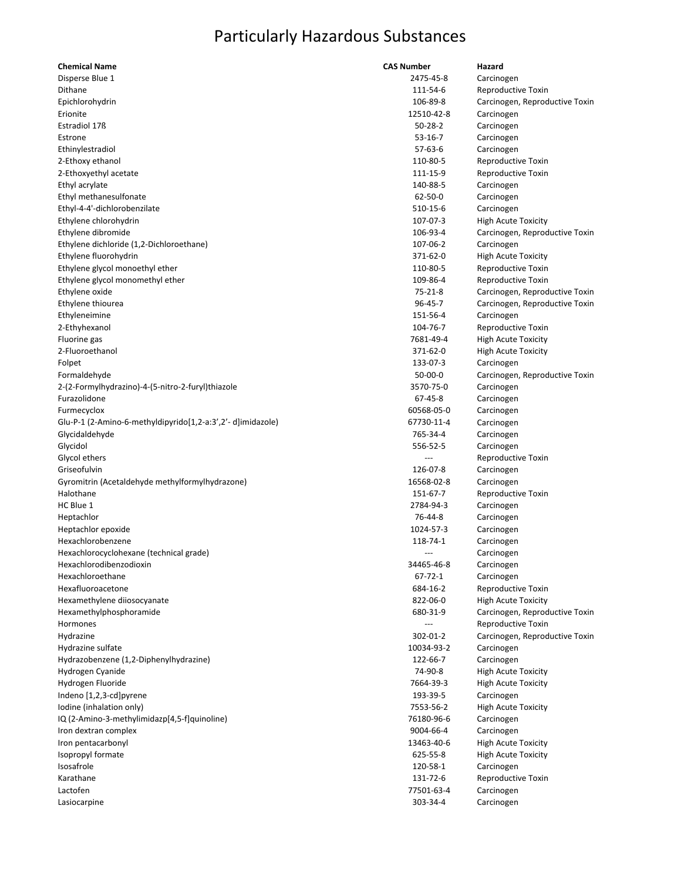# Particularly Hazardous Substances

| Chemical Name | CAS Number | Hazard |
|---|---|---|
| Disperse Blue 1 | 2475-45-8 | Carcinogen |
| Dithane | 111-54-6 | Reproductive Toxin |
| Epichlorohydrin | 106-89-8 | Carcinogen, Reproductive Toxin |
| Erionite | 12510-42-8 | Carcinogen |
| Estradiol 17ß | 50-28-2 | Carcinogen |
| Estrone | 53-16-7 | Carcinogen |
| Ethinylestradiol | 57-63-6 | Carcinogen |
| 2-Ethoxy ethanol | 110-80-5 | Reproductive Toxin |
| 2-Ethoxyethyl acetate | 111-15-9 | Reproductive Toxin |
| Ethyl acrylate | 140-88-5 | Carcinogen |
| Ethyl methanesulfonate | 62-50-0 | Carcinogen |
| Ethyl-4-4'-dichlorobenzilate | 510-15-6 | Carcinogen |
| Ethylene chlorohydrin | 107-07-3 | High Acute Toxicity |
| Ethylene dibromide | 106-93-4 | Carcinogen, Reproductive Toxin |
| Ethylene dichloride (1,2-Dichloroethane) | 107-06-2 | Carcinogen |
| Ethylene fluorohydrin | 371-62-0 | High Acute Toxicity |
| Ethylene glycol monoethyl ether | 110-80-5 | Reproductive Toxin |
| Ethylene glycol monomethyl ether | 109-86-4 | Reproductive Toxin |
| Ethylene oxide | 75-21-8 | Carcinogen, Reproductive Toxin |
| Ethylene thiourea | 96-45-7 | Carcinogen, Reproductive Toxin |
| Ethyleneimine | 151-56-4 | Carcinogen |
| 2-Ethyhexanol | 104-76-7 | Reproductive Toxin |
| Fluorine gas | 7681-49-4 | High Acute Toxicity |
| 2-Fluoroethanol | 371-62-0 | High Acute Toxicity |
| Folpet | 133-07-3 | Carcinogen |
| Formaldehyde | 50-00-0 | Carcinogen, Reproductive Toxin |
| 2-(2-Formylhydrazino)-4-(5-nitro-2-furyl)thiazole | 3570-75-0 | Carcinogen |
| Furazolidone | 67-45-8 | Carcinogen |
| Furmecyclox | 60568-05-0 | Carcinogen |
| Glu-P-1 (2-Amino-6-methyldipyrido[1,2-a:3',2'- d]imidazole) | 67730-11-4 | Carcinogen |
| Glycidaldehyde | 765-34-4 | Carcinogen |
| Glycidol | 556-52-5 | Carcinogen |
| Glycol ethers | --- | Reproductive Toxin |
| Griseofulvin | 126-07-8 | Carcinogen |
| Gyromitrin (Acetaldehyde methylformylhydrazone) | 16568-02-8 | Carcinogen |
| Halothane | 151-67-7 | Reproductive Toxin |
| HC Blue 1 | 2784-94-3 | Carcinogen |
| Heptachlor | 76-44-8 | Carcinogen |
| Heptachlor epoxide | 1024-57-3 | Carcinogen |
| Hexachlorobenzene | 118-74-1 | Carcinogen |
| Hexachlorocyclohexane (technical grade) | --- | Carcinogen |
| Hexachlorodibenzodioxin | 34465-46-8 | Carcinogen |
| Hexachloroethane | 67-72-1 | Carcinogen |
| Hexafluoroacetone | 684-16-2 | Reproductive Toxin |
| Hexamethylene diiosocyanate | 822-06-0 | High Acute Toxicity |
| Hexamethylphosphoramide | 680-31-9 | Carcinogen, Reproductive Toxin |
| Hormones | --- | Reproductive Toxin |
| Hydrazine | 302-01-2 | Carcinogen, Reproductive Toxin |
| Hydrazine sulfate | 10034-93-2 | Carcinogen |
| Hydrazobenzene (1,2-Diphenylhydrazine) | 122-66-7 | Carcinogen |
| Hydrogen Cyanide | 74-90-8 | High Acute Toxicity |
| Hydrogen Fluoride | 7664-39-3 | High Acute Toxicity |
| Indeno [1,2,3-cd]pyrene | 193-39-5 | Carcinogen |
| Iodine (inhalation only) | 7553-56-2 | High Acute Toxicity |
| IQ (2-Amino-3-methylimidazp[4,5-f]quinoline) | 76180-96-6 | Carcinogen |
| Iron dextran complex | 9004-66-4 | Carcinogen |
| Iron pentacarbonyl | 13463-40-6 | High Acute Toxicity |
| Isopropyl formate | 625-55-8 | High Acute Toxicity |
| Isosafrole | 120-58-1 | Carcinogen |
| Karathane | 131-72-6 | Reproductive Toxin |
| Lactofen | 77501-63-4 | Carcinogen |
| Lasiocarpine | 303-34-4 | Carcinogen |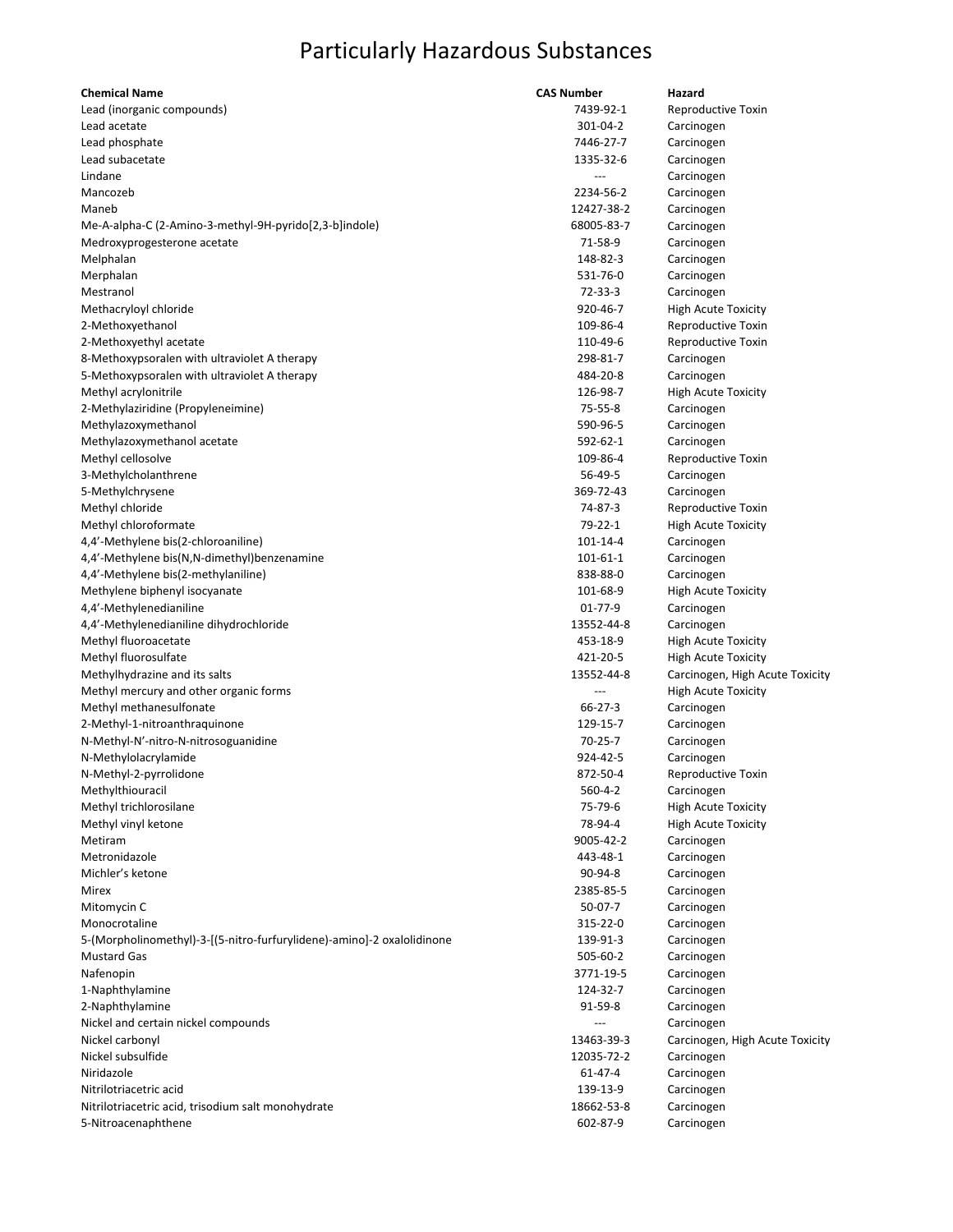# Particularly Hazardous Substances

| Chemical Name | CAS Number | Hazard |
|---|---|---|
| Lead (inorganic compounds) | 7439-92-1 | Reproductive Toxin |
| Lead acetate | 301-04-2 | Carcinogen |
| Lead phosphate | 7446-27-7 | Carcinogen |
| Lead subacetate | 1335-32-6 | Carcinogen |
| Lindane | --- | Carcinogen |
| Mancozeb | 2234-56-2 | Carcinogen |
| Maneb | 12427-38-2 | Carcinogen |
| Me-A-alpha-C (2-Amino-3-methyl-9H-pyrido[2,3-b]indole) | 68005-83-7 | Carcinogen |
| Medroxyprogesterone acetate | 71-58-9 | Carcinogen |
| Melphalan | 148-82-3 | Carcinogen |
| Merphalan | 531-76-0 | Carcinogen |
| Mestranol | 72-33-3 | Carcinogen |
| Methacryloyl chloride | 920-46-7 | High Acute Toxicity |
| 2-Methoxyethanol | 109-86-4 | Reproductive Toxin |
| 2-Methoxyethyl acetate | 110-49-6 | Reproductive Toxin |
| 8-Methoxypsoralen with ultraviolet A therapy | 298-81-7 | Carcinogen |
| 5-Methoxypsoralen with ultraviolet A therapy | 484-20-8 | Carcinogen |
| Methyl acrylonitrile | 126-98-7 | High Acute Toxicity |
| 2-Methylaziridine (Propyleneimine) | 75-55-8 | Carcinogen |
| Methylazoxymethanol | 590-96-5 | Carcinogen |
| Methylazoxymethanol acetate | 592-62-1 | Carcinogen |
| Methyl cellosolve | 109-86-4 | Reproductive Toxin |
| 3-Methylcholanthrene | 56-49-5 | Carcinogen |
| 5-Methylchrysene | 369-72-43 | Carcinogen |
| Methyl chloride | 74-87-3 | Reproductive Toxin |
| Methyl chloroformate | 79-22-1 | High Acute Toxicity |
| 4,4'-Methylene bis(2-chloroaniline) | 101-14-4 | Carcinogen |
| 4,4'-Methylene bis(N,N-dimethyl)benzenamine | 101-61-1 | Carcinogen |
| 4,4'-Methylene bis(2-methylaniline) | 838-88-0 | Carcinogen |
| Methylene biphenyl isocyanate | 101-68-9 | High Acute Toxicity |
| 4,4'-Methylenedianiline | 01-77-9 | Carcinogen |
| 4,4'-Methylenedianiline dihydrochloride | 13552-44-8 | Carcinogen |
| Methyl fluoroacetate | 453-18-9 | High Acute Toxicity |
| Methyl fluorosulfate | 421-20-5 | High Acute Toxicity |
| Methylhydrazine and its salts | 13552-44-8 | Carcinogen, High Acute Toxicity |
| Methyl mercury and other organic forms | --- | High Acute Toxicity |
| Methyl methanesulfonate | 66-27-3 | Carcinogen |
| 2-Methyl-1-nitroanthraquinone | 129-15-7 | Carcinogen |
| N-Methyl-N'-nitro-N-nitrosoguanidine | 70-25-7 | Carcinogen |
| N-Methylolacrylamide | 924-42-5 | Carcinogen |
| N-Methyl-2-pyrrolidone | 872-50-4 | Reproductive Toxin |
| Methylthiouracil | 560-4-2 | Carcinogen |
| Methyl trichlorosilane | 75-79-6 | High Acute Toxicity |
| Methyl vinyl ketone | 78-94-4 | High Acute Toxicity |
| Metiram | 9005-42-2 | Carcinogen |
| Metronidazole | 443-48-1 | Carcinogen |
| Michler's ketone | 90-94-8 | Carcinogen |
| Mirex | 2385-85-5 | Carcinogen |
| Mitomycin C | 50-07-7 | Carcinogen |
| Monocrotaline | 315-22-0 | Carcinogen |
| 5-(Morpholinomethyl)-3-[(5-nitro-furfurylidene)-amino]-2 oxalolidinone | 139-91-3 | Carcinogen |
| Mustard Gas | 505-60-2 | Carcinogen |
| Nafenopin | 3771-19-5 | Carcinogen |
| 1-Naphthylamine | 124-32-7 | Carcinogen |
| 2-Naphthylamine | 91-59-8 | Carcinogen |
| Nickel and certain nickel compounds | --- | Carcinogen |
| Nickel carbonyl | 13463-39-3 | Carcinogen, High Acute Toxicity |
| Nickel subsulfide | 12035-72-2 | Carcinogen |
| Niridazole | 61-47-4 | Carcinogen |
| Nitrilotriacetic acid | 139-13-9 | Carcinogen |
| Nitrilotriacetic acid, trisodium salt monohydrate | 18662-53-8 | Carcinogen |
| 5-Nitroacenaphthene | 602-87-9 | Carcinogen |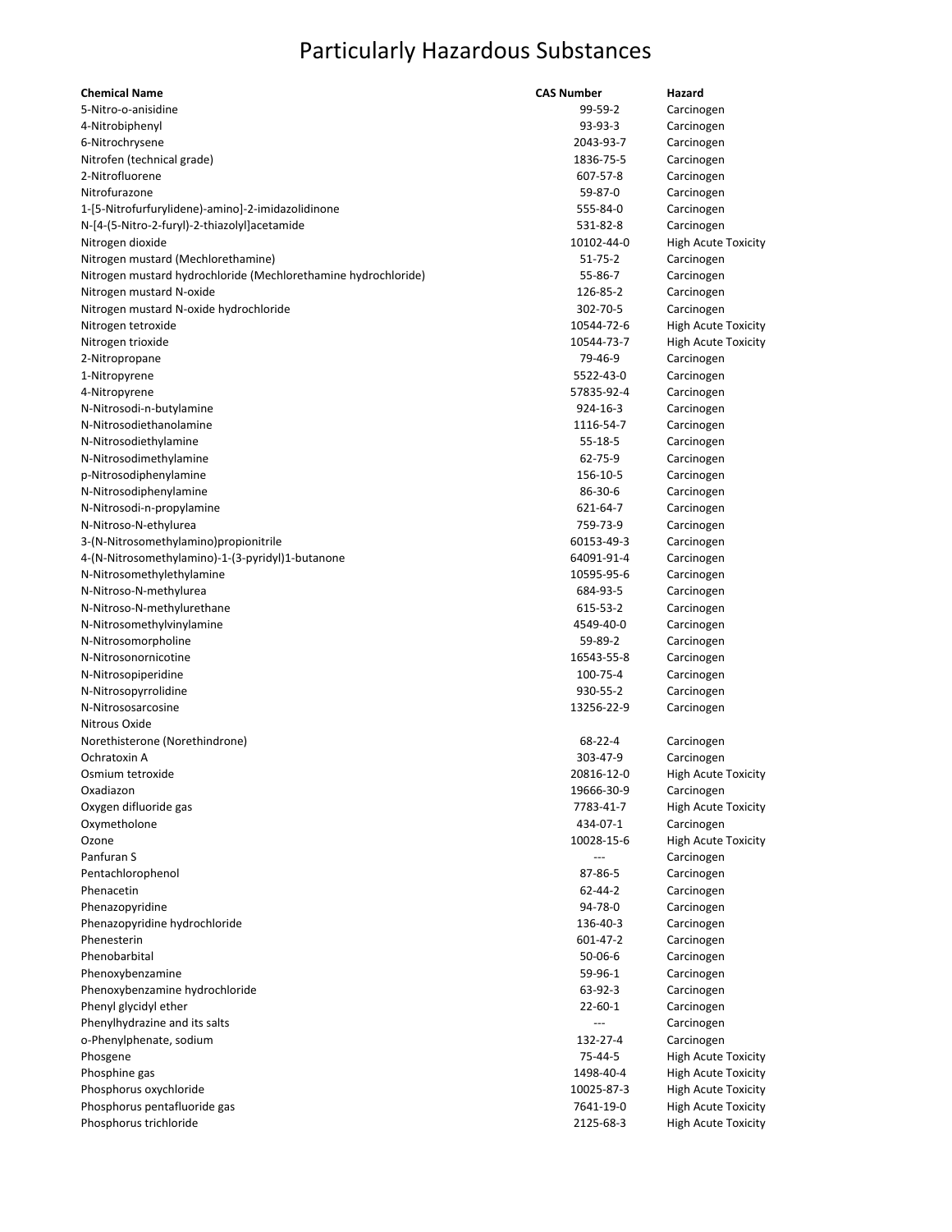# Particularly Hazardous Substances

| Chemical Name | CAS Number | Hazard |
|---|---|---|
| 5-Nitro-o-anisidine | 99-59-2 | Carcinogen |
| 4-Nitrobiphenyl | 93-93-3 | Carcinogen |
| 6-Nitrochrysene | 2043-93-7 | Carcinogen |
| Nitrofen (technical grade) | 1836-75-5 | Carcinogen |
| 2-Nitrofluorene | 607-57-8 | Carcinogen |
| Nitrofurazone | 59-87-0 | Carcinogen |
| 1-[5-Nitrofurfurylidene)-amino]-2-imidazolidinone | 555-84-0 | Carcinogen |
| N-[4-(5-Nitro-2-furyl)-2-thiazolyl]acetamide | 531-82-8 | Carcinogen |
| Nitrogen dioxide | 10102-44-0 | High Acute Toxicity |
| Nitrogen mustard (Mechlorethamine) | 51-75-2 | Carcinogen |
| Nitrogen mustard hydrochloride (Mechlorethamine hydrochloride) | 55-86-7 | Carcinogen |
| Nitrogen mustard N-oxide | 126-85-2 | Carcinogen |
| Nitrogen mustard N-oxide hydrochloride | 302-70-5 | Carcinogen |
| Nitrogen tetroxide | 10544-72-6 | High Acute Toxicity |
| Nitrogen trioxide | 10544-73-7 | High Acute Toxicity |
| 2-Nitropropane | 79-46-9 | Carcinogen |
| 1-Nitropyrene | 5522-43-0 | Carcinogen |
| 4-Nitropyrene | 57835-92-4 | Carcinogen |
| N-Nitrosodi-n-butylamine | 924-16-3 | Carcinogen |
| N-Nitrosodiethanolamine | 1116-54-7 | Carcinogen |
| N-Nitrosodiethylamine | 55-18-5 | Carcinogen |
| N-Nitrosodimethylamine | 62-75-9 | Carcinogen |
| p-Nitrosodiphenylamine | 156-10-5 | Carcinogen |
| N-Nitrosodiphenylamine | 86-30-6 | Carcinogen |
| N-Nitrosodi-n-propylamine | 621-64-7 | Carcinogen |
| N-Nitroso-N-ethylurea | 759-73-9 | Carcinogen |
| 3-(N-Nitrosomethylamino)propionitrile | 60153-49-3 | Carcinogen |
| 4-(N-Nitrosomethylamino)-1-(3-pyridyl)1-butanone | 64091-91-4 | Carcinogen |
| N-Nitrosomethylethylamine | 10595-95-6 | Carcinogen |
| N-Nitroso-N-methylurea | 684-93-5 | Carcinogen |
| N-Nitroso-N-methylurethane | 615-53-2 | Carcinogen |
| N-Nitrosomethylvinylamine | 4549-40-0 | Carcinogen |
| N-Nitrosomorpholine | 59-89-2 | Carcinogen |
| N-Nitrosonornicotine | 16543-55-8 | Carcinogen |
| N-Nitrosopiperidine | 100-75-4 | Carcinogen |
| N-Nitrosopyrrolidine | 930-55-2 | Carcinogen |
| N-Nitrososarcosine | 13256-22-9 | Carcinogen |
| Nitrous Oxide | | |
| Norethisterone (Norethindrone) | 68-22-4 | Carcinogen |
| Ochratoxin A | 303-47-9 | Carcinogen |
| Osmium tetroxide | 20816-12-0 | High Acute Toxicity |
| Oxadiazon | 19666-30-9 | Carcinogen |
| Oxygen difluoride gas | 7783-41-7 | High Acute Toxicity |
| Oxymetholone | 434-07-1 | Carcinogen |
| Ozone | 10028-15-6 | High Acute Toxicity |
| Panfuran S | --- | Carcinogen |
| Pentachlorophenol | 87-86-5 | Carcinogen |
| Phenacetin | 62-44-2 | Carcinogen |
| Phenazopyridine | 94-78-0 | Carcinogen |
| Phenazopyridine hydrochloride | 136-40-3 | Carcinogen |
| Phenesterin | 601-47-2 | Carcinogen |
| Phenobarbital | 50-06-6 | Carcinogen |
| Phenoxybenzamine | 59-96-1 | Carcinogen |
| Phenoxybenzamine hydrochloride | 63-92-3 | Carcinogen |
| Phenyl glycidyl ether | 22-60-1 | Carcinogen |
| Phenylhydrazine and its salts | --- | Carcinogen |
| o-Phenylphenate, sodium | 132-27-4 | Carcinogen |
| Phosgene | 75-44-5 | High Acute Toxicity |
| Phosphine gas | 1498-40-4 | High Acute Toxicity |
| Phosphorus oxychloride | 10025-87-3 | High Acute Toxicity |
| Phosphorus pentafluoride gas | 7641-19-0 | High Acute Toxicity |
| Phosphorus trichloride | 2125-68-3 | High Acute Toxicity |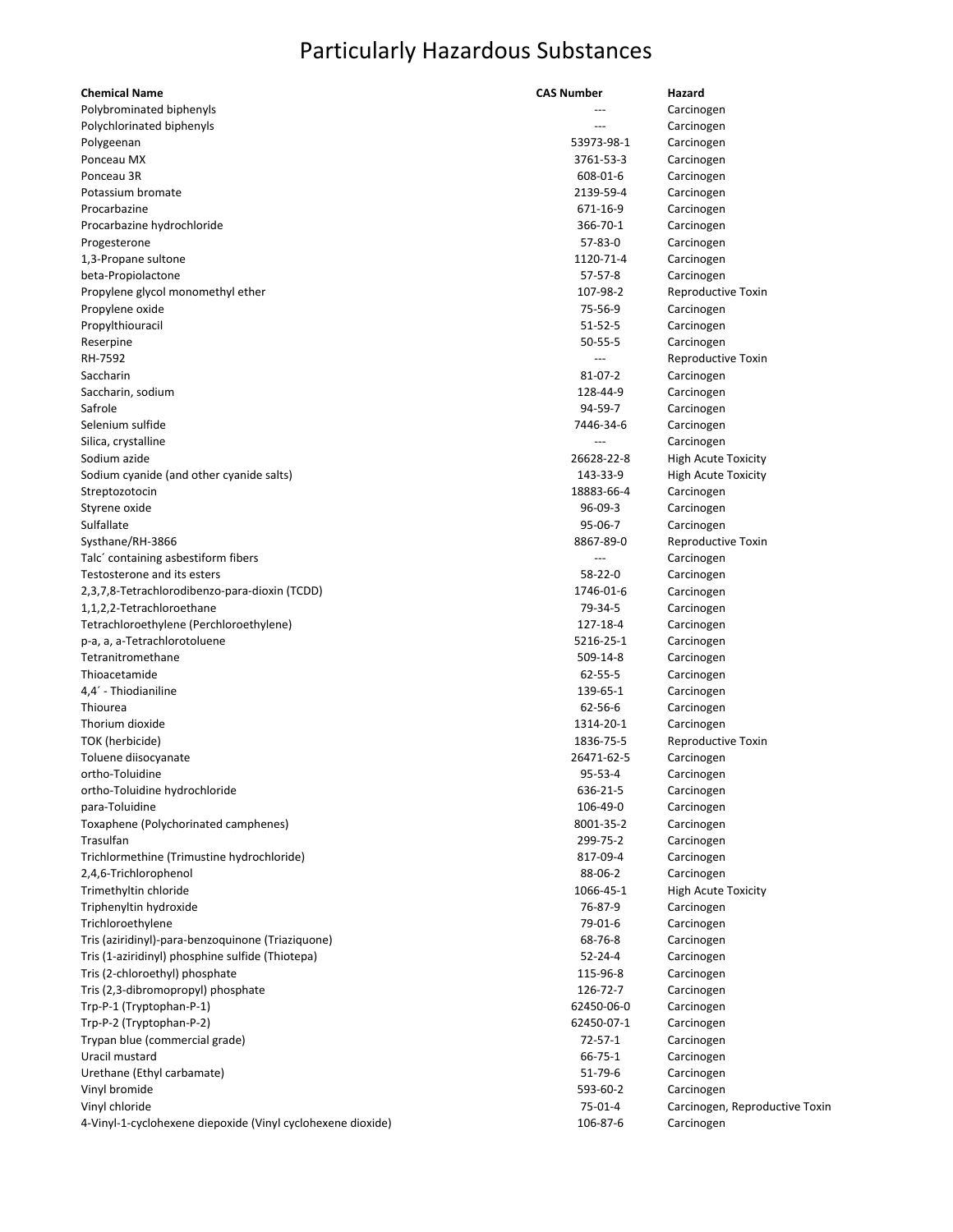# Particularly Hazardous Substances

| Chemical Name | CAS Number | Hazard |
|---|---|---|
| Polybrominated biphenyls | --- | Carcinogen |
| Polychlorinated biphenyls | --- | Carcinogen |
| Polygeenan | 53973-98-1 | Carcinogen |
| Ponceau MX | 3761-53-3 | Carcinogen |
| Ponceau 3R | 608-01-6 | Carcinogen |
| Potassium bromate | 2139-59-4 | Carcinogen |
| Procarbazine | 671-16-9 | Carcinogen |
| Procarbazine hydrochloride | 366-70-1 | Carcinogen |
| Progesterone | 57-83-0 | Carcinogen |
| 1,3-Propane sultone | 1120-71-4 | Carcinogen |
| beta-Propiolactone | 57-57-8 | Carcinogen |
| Propylene glycol monomethyl ether | 107-98-2 | Reproductive Toxin |
| Propylene oxide | 75-56-9 | Carcinogen |
| Propylthiouracil | 51-52-5 | Carcinogen |
| Reserpine | 50-55-5 | Carcinogen |
| RH-7592 | --- | Reproductive Toxin |
| Saccharin | 81-07-2 | Carcinogen |
| Saccharin, sodium | 128-44-9 | Carcinogen |
| Safrole | 94-59-7 | Carcinogen |
| Selenium sulfide | 7446-34-6 | Carcinogen |
| Silica, crystalline | --- | Carcinogen |
| Sodium azide | 26628-22-8 | High Acute Toxicity |
| Sodium cyanide (and other cyanide salts) | 143-33-9 | High Acute Toxicity |
| Streptozotocin | 18883-66-4 | Carcinogen |
| Styrene oxide | 96-09-3 | Carcinogen |
| Sulfallate | 95-06-7 | Carcinogen |
| Systhane/RH-3866 | 8867-89-0 | Reproductive Toxin |
| Talc´ containing asbestiform fibers | --- | Carcinogen |
| Testosterone and its esters | 58-22-0 | Carcinogen |
| 2,3,7,8-Tetrachlorodibenzo-para-dioxin (TCDD) | 1746-01-6 | Carcinogen |
| 1,1,2,2-Tetrachloroethane | 79-34-5 | Carcinogen |
| Tetrachloroethylene (Perchloroethylene) | 127-18-4 | Carcinogen |
| p-a, a, a-Tetrachlorotoluene | 5216-25-1 | Carcinogen |
| Tetranitromethane | 509-14-8 | Carcinogen |
| Thioacetamide | 62-55-5 | Carcinogen |
| 4,4´ - Thiodianiline | 139-65-1 | Carcinogen |
| Thiourea | 62-56-6 | Carcinogen |
| Thorium dioxide | 1314-20-1 | Carcinogen |
| TOK (herbicide) | 1836-75-5 | Reproductive Toxin |
| Toluene diisocyanate | 26471-62-5 | Carcinogen |
| ortho-Toluidine | 95-53-4 | Carcinogen |
| ortho-Toluidine hydrochloride | 636-21-5 | Carcinogen |
| para-Toluidine | 106-49-0 | Carcinogen |
| Toxaphene (Polychorinated camphenes) | 8001-35-2 | Carcinogen |
| Trasulfan | 299-75-2 | Carcinogen |
| Trichlormethine (Trimustine hydrochloride) | 817-09-4 | Carcinogen |
| 2,4,6-Trichlorophenol | 88-06-2 | Carcinogen |
| Trimethyltin chloride | 1066-45-1 | High Acute Toxicity |
| Triphenyltin hydroxide | 76-87-9 | Carcinogen |
| Trichloroethylene | 79-01-6 | Carcinogen |
| Tris (aziridinyl)-para-benzoquinone (Triaziquone) | 68-76-8 | Carcinogen |
| Tris (1-aziridinyl) phosphine sulfide (Thiotepa) | 52-24-4 | Carcinogen |
| Tris (2-chloroethyl) phosphate | 115-96-8 | Carcinogen |
| Tris (2,3-dibromopropyl) phosphate | 126-72-7 | Carcinogen |
| Trp-P-1 (Tryptophan-P-1) | 62450-06-0 | Carcinogen |
| Trp-P-2 (Tryptophan-P-2) | 62450-07-1 | Carcinogen |
| Trypan blue (commercial grade) | 72-57-1 | Carcinogen |
| Uracil mustard | 66-75-1 | Carcinogen |
| Urethane (Ethyl carbamate) | 51-79-6 | Carcinogen |
| Vinyl bromide | 593-60-2 | Carcinogen |
| Vinyl chloride | 75-01-4 | Carcinogen, Reproductive Toxin |
| 4-Vinyl-1-cyclohexene diepoxide (Vinyl cyclohexene dioxide) | 106-87-6 | Carcinogen |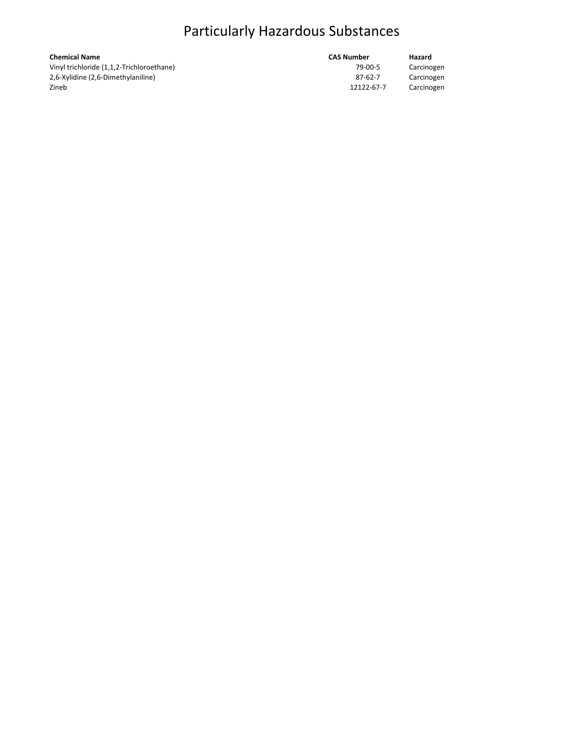# Particularly Hazardous Substances

| Chemical Name | CAS Number | Hazard |
| --- | --- | --- |
| Vinyl trichloride (1,1,2-Trichloroethane) | 79-00-5 | Carcinogen |
| 2,6-Xylidine (2,6-Dimethylaniline) | 87-62-7 | Carcinogen |
| Zineb | 12122-67-7 | Carcinogen |